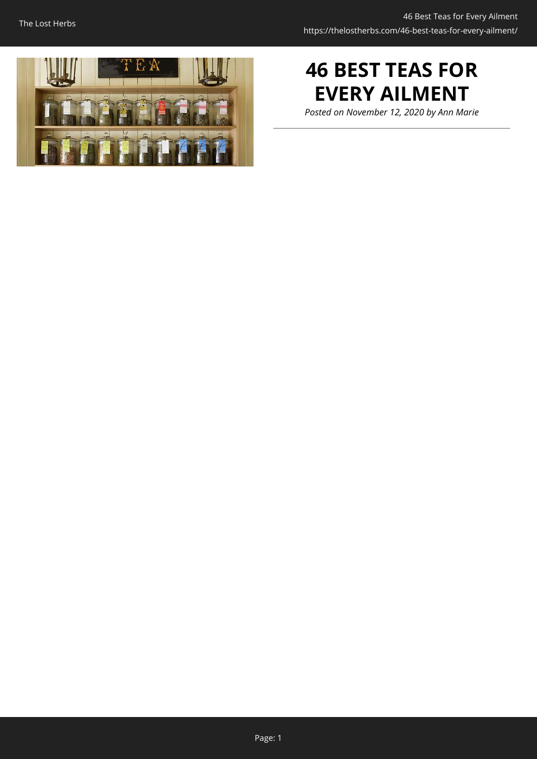# 46 BEST TEAS FOR EVERY AILMENT

*Posted on November 12, 2020 by Ann Marie*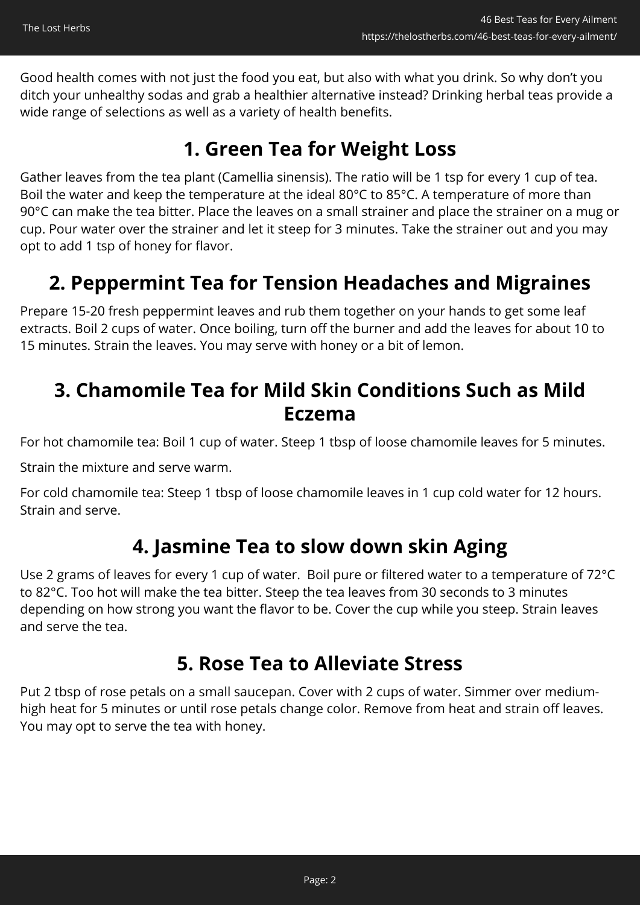Good health comes with not just the food you eat, but also with what you drink. So why don't you ditch your unhealthy sodas and grab a healthier alternative instead? Drinking herbal teas provide a wide range of selections as well as a variety of health benefits.

## 1. Green Tea for Weight Loss

Gather leaves from the tea plant (Camellia sinensis). The ratio will be 1 tsp for every 1 cup of tea. Boil the water and keep the temperature at the ideal 80°C to 85°C. A temperature of more than 90°C can make the tea bitter. Place the leaves on a small strainer and place the strainer on a mug or cup. Pour water over the strainer and let it steep for 3 minutes. Take the strainer out and you may opt to add 1 tsp of honey for flavor.

## 2. Peppermint Tea for Tension Headaches and Migraines

Prepare 15-20 fresh peppermint leaves and rub them together on your hands to get some leaf extracts. Boil 2 cups of water. Once boiling, turn off the burner and add the leaves for about 10 to 15 minutes. Strain the leaves. You may serve with honey or a bit of lemon.

## 3. Chamomile Tea for Mild Skin Conditions Such as Mild Eczema

For hot chamomile tea: Boil 1 cup of water. Steep 1 tbsp of loose chamomile leaves for 5 minutes.

Strain the mixture and serve warm.

For cold chamomile tea: Steep 1 tbsp of loose chamomile leaves in 1 cup cold water for 12 hours. Strain and serve.

## 4. Jasmine Tea to slow down skin Aging

Use 2 grams of leaves for every 1 cup of water. Boil pure or filtered water to a temperature of 72°C to 82°C. Too hot will make the tea bitter. Steep the tea leaves from 30 seconds to 3 minutes depending on how strong you want the flavor to be. Cover the cup while you steep. Strain leaves and serve the tea.

## 5. Rose Tea to Alleviate Stress

Put 2 tbsp of rose petals on a small saucepan. Cover with 2 cups of water. Simmer over medium-high heat for 5 minutes or until rose petals change color. Remove from heat and strain off leaves. You may opt to serve the tea with honey.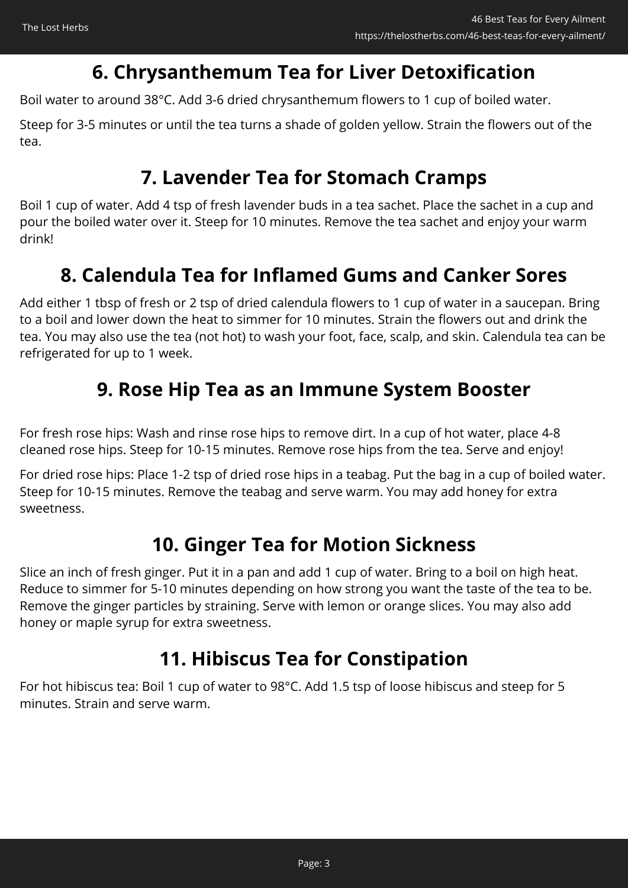## 6. Chrysanthemum Tea for Liver Detoxification

Boil water to around 38°C. Add 3-6 dried chrysanthemum flowers to 1 cup of boiled water.

Steep for 3-5 minutes or until the tea turns a shade of golden yellow. Strain the flowers out of the tea.

## 7. Lavender Tea for Stomach Cramps

Boil 1 cup of water. Add 4 tsp of fresh lavender buds in a tea sachet. Place the sachet in a cup and pour the boiled water over it. Steep for 10 minutes. Remove the tea sachet and enjoy your warm drink!

## 8. Calendula Tea for Inflamed Gums and Canker Sores

Add either 1 tbsp of fresh or 2 tsp of dried calendula flowers to 1 cup of water in a saucepan. Bring to a boil and lower down the heat to simmer for 10 minutes. Strain the flowers out and drink the tea. You may also use the tea (not hot) to wash your foot, face, scalp, and skin. Calendula tea can be refrigerated for up to 1 week.

## 9. Rose Hip Tea as an Immune System Booster

For fresh rose hips: Wash and rinse rose hips to remove dirt. In a cup of hot water, place 4-8 cleaned rose hips. Steep for 10-15 minutes. Remove rose hips from the tea. Serve and enjoy!

For dried rose hips: Place 1-2 tsp of dried rose hips in a teabag. Put the bag in a cup of boiled water. Steep for 10-15 minutes. Remove the teabag and serve warm. You may add honey for extra sweetness.

## 10. Ginger Tea for Motion Sickness

Slice an inch of fresh ginger. Put it in a pan and add 1 cup of water. Bring to a boil on high heat. Reduce to simmer for 5-10 minutes depending on how strong you want the taste of the tea to be. Remove the ginger particles by straining. Serve with lemon or orange slices. You may also add honey or maple syrup for extra sweetness.

## 11. Hibiscus Tea for Constipation

For hot hibiscus tea: Boil 1 cup of water to 98°C. Add 1.5 tsp of loose hibiscus and steep for 5 minutes. Strain and serve warm.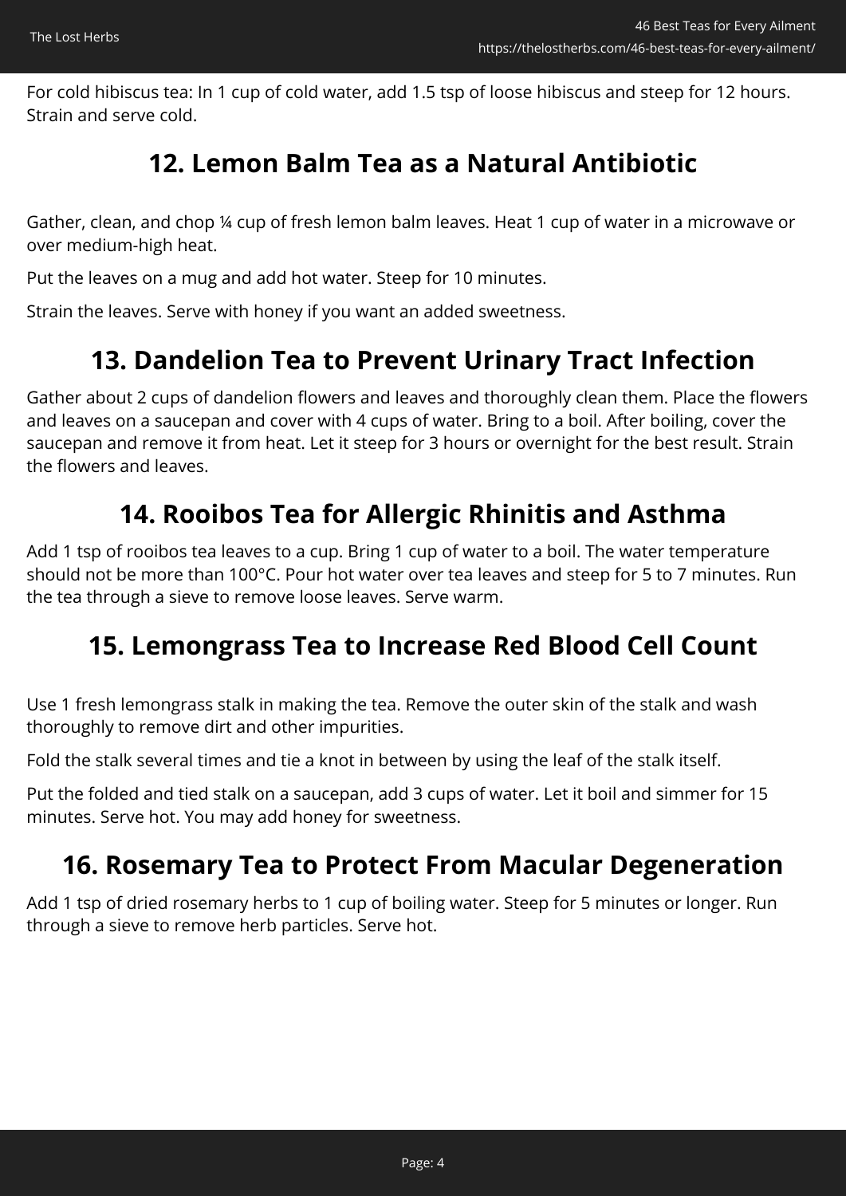For cold hibiscus tea: In 1 cup of cold water, add 1.5 tsp of loose hibiscus and steep for 12 hours. Strain and serve cold.

## 12. Lemon Balm Tea as a Natural Antibiotic

Gather, clean, and chop ¼ cup of fresh lemon balm leaves. Heat 1 cup of water in a microwave or over medium-high heat.

Put the leaves on a mug and add hot water. Steep for 10 minutes.

Strain the leaves. Serve with honey if you want an added sweetness.

## 13. Dandelion Tea to Prevent Urinary Tract Infection

Gather about 2 cups of dandelion flowers and leaves and thoroughly clean them. Place the flowers and leaves on a saucepan and cover with 4 cups of water. Bring to a boil. After boiling, cover the saucepan and remove it from heat. Let it steep for 3 hours or overnight for the best result. Strain the flowers and leaves.

## 14. Rooibos Tea for Allergic Rhinitis and Asthma

Add 1 tsp of rooibos tea leaves to a cup. Bring 1 cup of water to a boil. The water temperature should not be more than 100°C. Pour hot water over tea leaves and steep for 5 to 7 minutes. Run the tea through a sieve to remove loose leaves. Serve warm.

## 15. Lemongrass Tea to Increase Red Blood Cell Count

Use 1 fresh lemongrass stalk in making the tea. Remove the outer skin of the stalk and wash thoroughly to remove dirt and other impurities.

Fold the stalk several times and tie a knot in between by using the leaf of the stalk itself.

Put the folded and tied stalk on a saucepan, add 3 cups of water. Let it boil and simmer for 15 minutes. Serve hot. You may add honey for sweetness.

## 16. Rosemary Tea to Protect From Macular Degeneration

Add 1 tsp of dried rosemary herbs to 1 cup of boiling water. Steep for 5 minutes or longer. Run through a sieve to remove herb particles. Serve hot.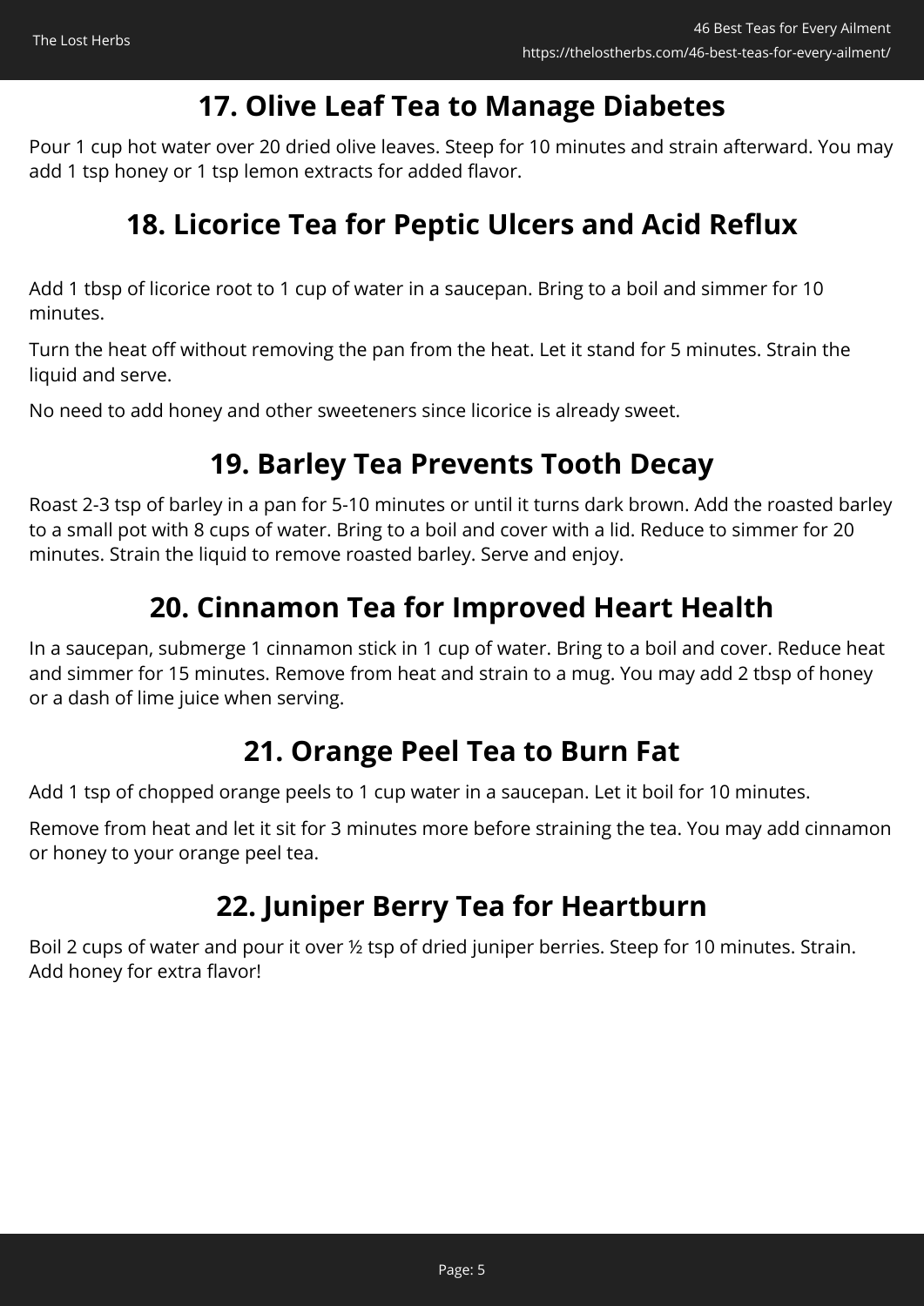## 17. Olive Leaf Tea to Manage Diabetes

Pour 1 cup hot water over 20 dried olive leaves. Steep for 10 minutes and strain afterward. You may add 1 tsp honey or 1 tsp lemon extracts for added flavor.

## 18. Licorice Tea for Peptic Ulcers and Acid Reflux

Add 1 tbsp of licorice root to 1 cup of water in a saucepan. Bring to a boil and simmer for 10 minutes.

Turn the heat off without removing the pan from the heat. Let it stand for 5 minutes. Strain the liquid and serve.

No need to add honey and other sweeteners since licorice is already sweet.

## 19. Barley Tea Prevents Tooth Decay

Roast 2-3 tsp of barley in a pan for 5-10 minutes or until it turns dark brown. Add the roasted barley to a small pot with 8 cups of water. Bring to a boil and cover with a lid. Reduce to simmer for 20 minutes. Strain the liquid to remove roasted barley. Serve and enjoy.

## 20. Cinnamon Tea for Improved Heart Health

In a saucepan, submerge 1 cinnamon stick in 1 cup of water. Bring to a boil and cover. Reduce heat and simmer for 15 minutes. Remove from heat and strain to a mug. You may add 2 tbsp of honey or a dash of lime juice when serving.

## 21. Orange Peel Tea to Burn Fat

Add 1 tsp of chopped orange peels to 1 cup water in a saucepan. Let it boil for 10 minutes.

Remove from heat and let it sit for 3 minutes more before straining the tea. You may add cinnamon or honey to your orange peel tea.

## 22. Juniper Berry Tea for Heartburn

Boil 2 cups of water and pour it over ½ tsp of dried juniper berries. Steep for 10 minutes. Strain. Add honey for extra flavor!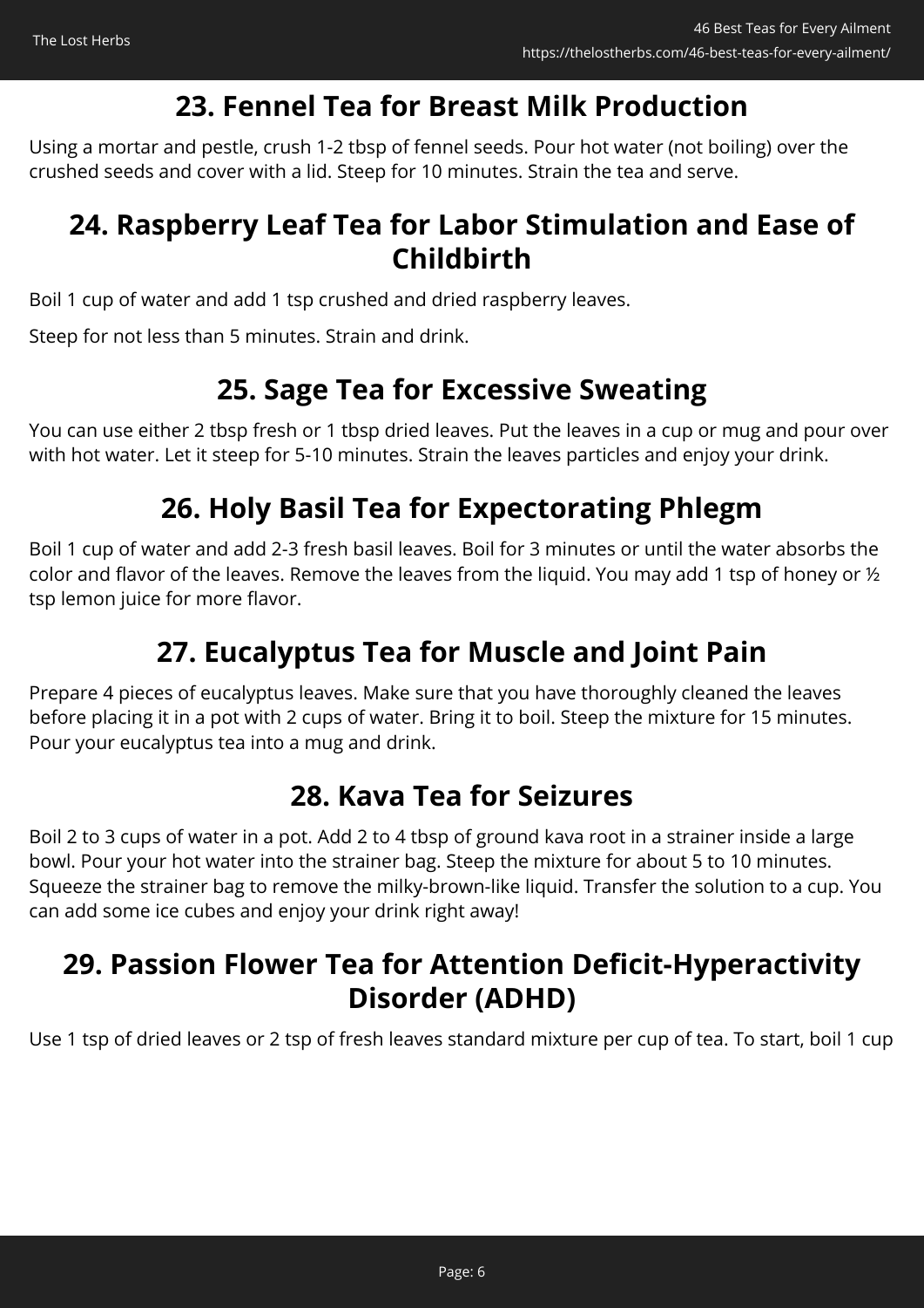## 23. Fennel Tea for Breast Milk Production

Using a mortar and pestle, crush 1-2 tbsp of fennel seeds. Pour hot water (not boiling) over the crushed seeds and cover with a lid. Steep for 10 minutes. Strain the tea and serve.

## 24. Raspberry Leaf Tea for Labor Stimulation and Ease of Childbirth

Boil 1 cup of water and add 1 tsp crushed and dried raspberry leaves.

Steep for not less than 5 minutes. Strain and drink.

## 25. Sage Tea for Excessive Sweating

You can use either 2 tbsp fresh or 1 tbsp dried leaves. Put the leaves in a cup or mug and pour over with hot water. Let it steep for 5-10 minutes. Strain the leaves particles and enjoy your drink.

## 26. Holy Basil Tea for Expectorating Phlegm

Boil 1 cup of water and add 2-3 fresh basil leaves. Boil for 3 minutes or until the water absorbs the color and flavor of the leaves. Remove the leaves from the liquid. You may add 1 tsp of honey or ½ tsp lemon juice for more flavor.

## 27. Eucalyptus Tea for Muscle and Joint Pain

Prepare 4 pieces of eucalyptus leaves. Make sure that you have thoroughly cleaned the leaves before placing it in a pot with 2 cups of water. Bring it to boil. Steep the mixture for 15 minutes. Pour your eucalyptus tea into a mug and drink.

## 28. Kava Tea for Seizures

Boil 2 to 3 cups of water in a pot. Add 2 to 4 tbsp of ground kava root in a strainer inside a large bowl. Pour your hot water into the strainer bag. Steep the mixture for about 5 to 10 minutes. Squeeze the strainer bag to remove the milky-brown-like liquid. Transfer the solution to a cup. You can add some ice cubes and enjoy your drink right away!

## 29. Passion Flower Tea for Attention Deficit-Hyperactivity Disorder (ADHD)

Use 1 tsp of dried leaves or 2 tsp of fresh leaves standard mixture per cup of tea. To start, boil 1 cup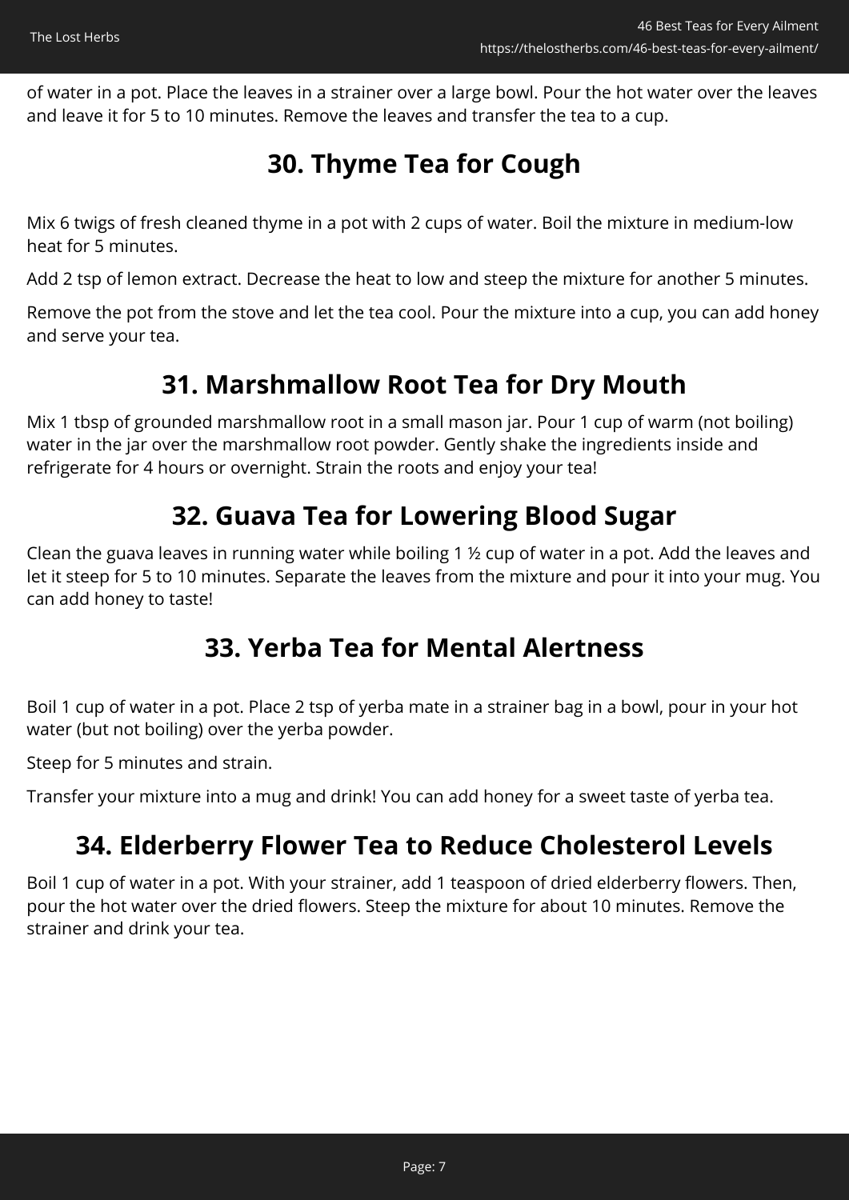of water in a pot. Place the leaves in a strainer over a large bowl. Pour the hot water over the leaves and leave it for 5 to 10 minutes. Remove the leaves and transfer the tea to a cup.

## 30. Thyme Tea for Cough

Mix 6 twigs of fresh cleaned thyme in a pot with 2 cups of water. Boil the mixture in medium-low heat for 5 minutes.

Add 2 tsp of lemon extract. Decrease the heat to low and steep the mixture for another 5 minutes.

Remove the pot from the stove and let the tea cool. Pour the mixture into a cup, you can add honey and serve your tea.

## 31. Marshmallow Root Tea for Dry Mouth

Mix 1 tbsp of grounded marshmallow root in a small mason jar. Pour 1 cup of warm (not boiling) water in the jar over the marshmallow root powder. Gently shake the ingredients inside and refrigerate for 4 hours or overnight. Strain the roots and enjoy your tea!

## 32. Guava Tea for Lowering Blood Sugar

Clean the guava leaves in running water while boiling 1 ½ cup of water in a pot. Add the leaves and let it steep for 5 to 10 minutes. Separate the leaves from the mixture and pour it into your mug. You can add honey to taste!

## 33. Yerba Tea for Mental Alertness

Boil 1 cup of water in a pot. Place 2 tsp of yerba mate in a strainer bag in a bowl, pour in your hot water (but not boiling) over the yerba powder.

Steep for 5 minutes and strain.

Transfer your mixture into a mug and drink! You can add honey for a sweet taste of yerba tea.

## 34. Elderberry Flower Tea to Reduce Cholesterol Levels

Boil 1 cup of water in a pot. With your strainer, add 1 teaspoon of dried elderberry flowers. Then, pour the hot water over the dried flowers. Steep the mixture for about 10 minutes. Remove the strainer and drink your tea.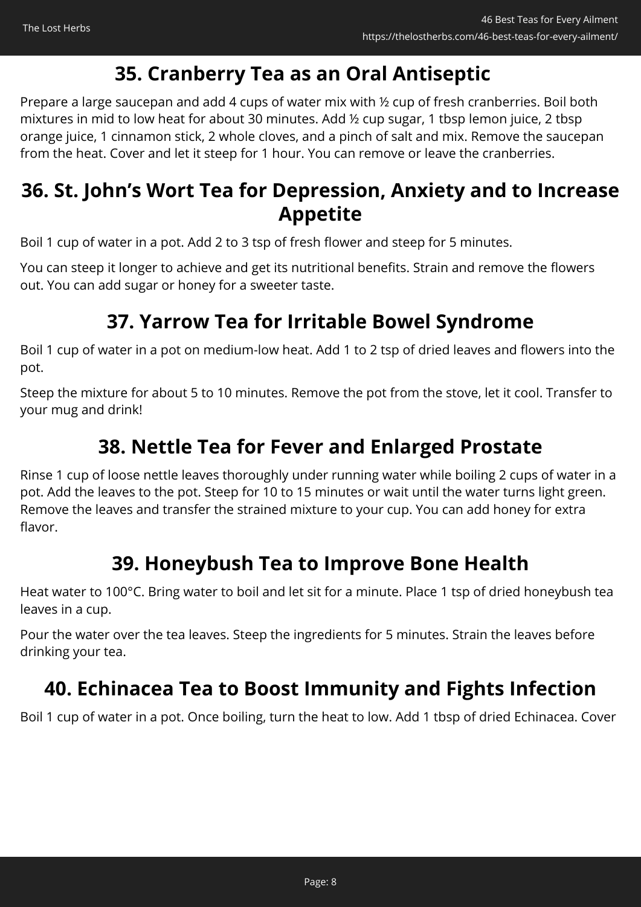## 35. Cranberry Tea as an Oral Antiseptic

Prepare a large saucepan and add 4 cups of water mix with ½ cup of fresh cranberries. Boil both mixtures in mid to low heat for about 30 minutes. Add ½ cup sugar, 1 tbsp lemon juice, 2 tbsp orange juice, 1 cinnamon stick, 2 whole cloves, and a pinch of salt and mix. Remove the saucepan from the heat. Cover and let it steep for 1 hour. You can remove or leave the cranberries.

## 36. St. John's Wort Tea for Depression, Anxiety and to Increase Appetite

Boil 1 cup of water in a pot. Add 2 to 3 tsp of fresh flower and steep for 5 minutes.

You can steep it longer to achieve and get its nutritional benefits. Strain and remove the flowers out. You can add sugar or honey for a sweeter taste.

## 37. Yarrow Tea for Irritable Bowel Syndrome

Boil 1 cup of water in a pot on medium-low heat. Add 1 to 2 tsp of dried leaves and flowers into the pot.

Steep the mixture for about 5 to 10 minutes. Remove the pot from the stove, let it cool. Transfer to your mug and drink!

## 38. Nettle Tea for Fever and Enlarged Prostate

Rinse 1 cup of loose nettle leaves thoroughly under running water while boiling 2 cups of water in a pot. Add the leaves to the pot. Steep for 10 to 15 minutes or wait until the water turns light green. Remove the leaves and transfer the strained mixture to your cup. You can add honey for extra flavor.

## 39. Honeybush Tea to Improve Bone Health

Heat water to 100°C. Bring water to boil and let sit for a minute. Place 1 tsp of dried honeybush tea leaves in a cup.

Pour the water over the tea leaves. Steep the ingredients for 5 minutes. Strain the leaves before drinking your tea.

## 40. Echinacea Tea to Boost Immunity and Fights Infection

Boil 1 cup of water in a pot. Once boiling, turn the heat to low. Add 1 tbsp of dried Echinacea. Cover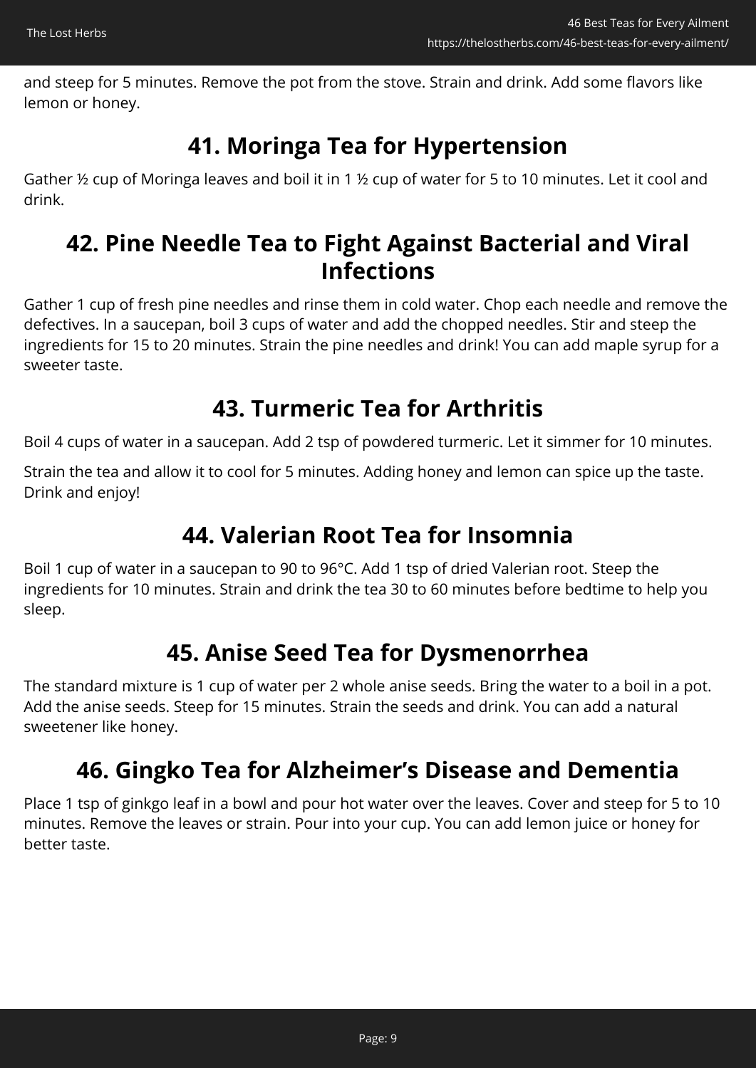and steep for 5 minutes. Remove the pot from the stove. Strain and drink. Add some flavors like lemon or honey.

## 41. Moringa Tea for Hypertension

Gather ½ cup of Moringa leaves and boil it in 1 ½ cup of water for 5 to 10 minutes. Let it cool and drink.

## 42. Pine Needle Tea to Fight Against Bacterial and Viral Infections

Gather 1 cup of fresh pine needles and rinse them in cold water. Chop each needle and remove the defectives. In a saucepan, boil 3 cups of water and add the chopped needles. Stir and steep the ingredients for 15 to 20 minutes. Strain the pine needles and drink! You can add maple syrup for a sweeter taste.

## 43. Turmeric Tea for Arthritis

Boil 4 cups of water in a saucepan. Add 2 tsp of powdered turmeric. Let it simmer for 10 minutes.

Strain the tea and allow it to cool for 5 minutes. Adding honey and lemon can spice up the taste. Drink and enjoy!

## 44. Valerian Root Tea for Insomnia

Boil 1 cup of water in a saucepan to 90 to 96°C. Add 1 tsp of dried Valerian root. Steep the ingredients for 10 minutes. Strain and drink the tea 30 to 60 minutes before bedtime to help you sleep.

## 45. Anise Seed Tea for Dysmenorrhea

The standard mixture is 1 cup of water per 2 whole anise seeds. Bring the water to a boil in a pot. Add the anise seeds. Steep for 15 minutes. Strain the seeds and drink. You can add a natural sweetener like honey.

## 46. Gingko Tea for Alzheimer's Disease and Dementia

Place 1 tsp of ginkgo leaf in a bowl and pour hot water over the leaves. Cover and steep for 5 to 10 minutes. Remove the leaves or strain. Pour into your cup. You can add lemon juice or honey for better taste.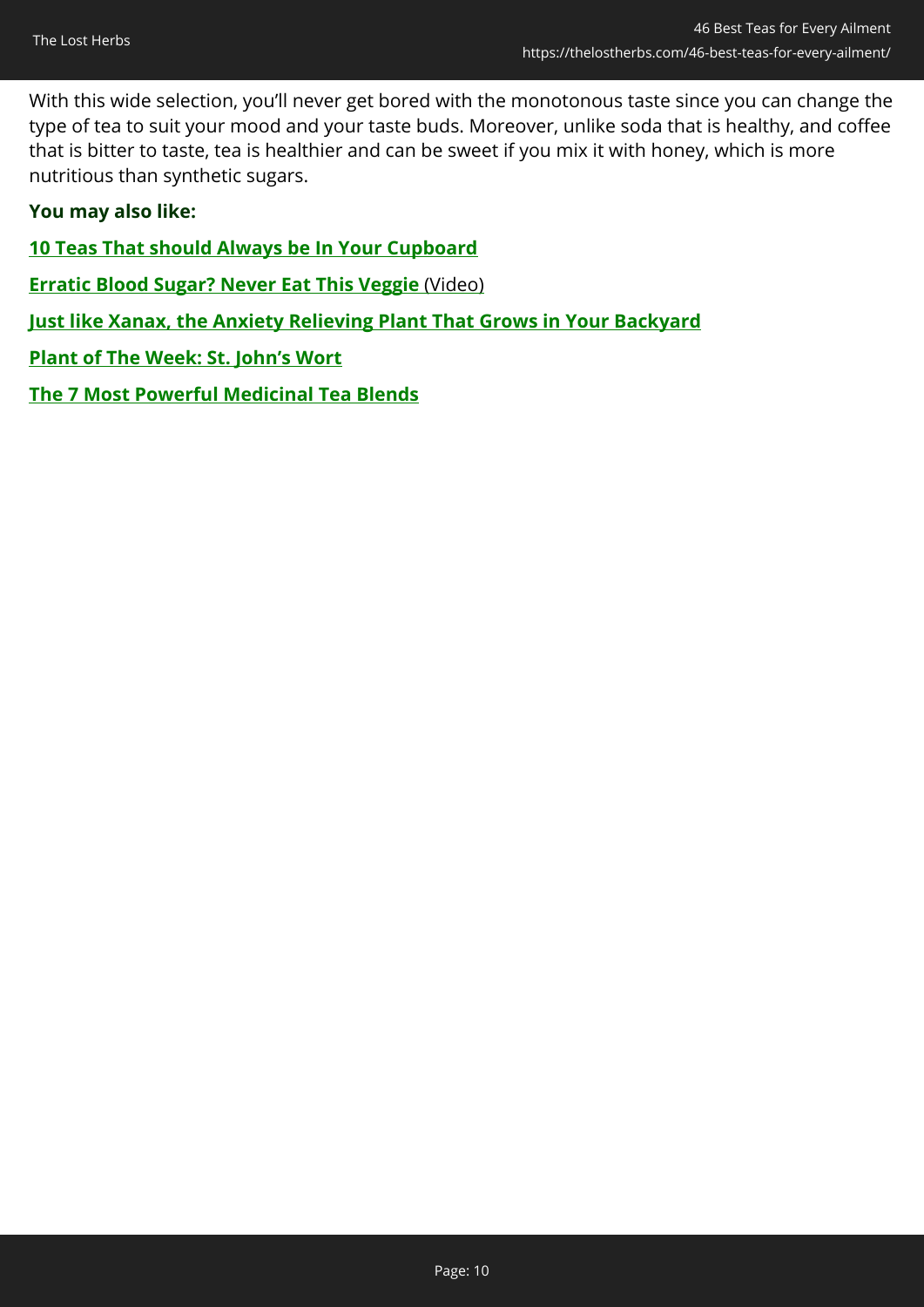With this wide selection, you'll never get bored with the monotonous taste since you can change the type of tea to suit your mood and your taste buds. Moreover, unlike soda that is healthy, and coffee that is bitter to taste, tea is healthier and can be sweet if you mix it with honey, which is more nutritious than synthetic sugars.

**You may also like:**

**10 Teas That should Always be In Your Cupboard**

**Erratic Blood Sugar? Never Eat This Veggie** (Video)

**Just like Xanax, the Anxiety Relieving Plant That Grows in Your Backyard**

**Plant of The Week: St. John's Wort**

**The 7 Most Powerful Medicinal Tea Blends**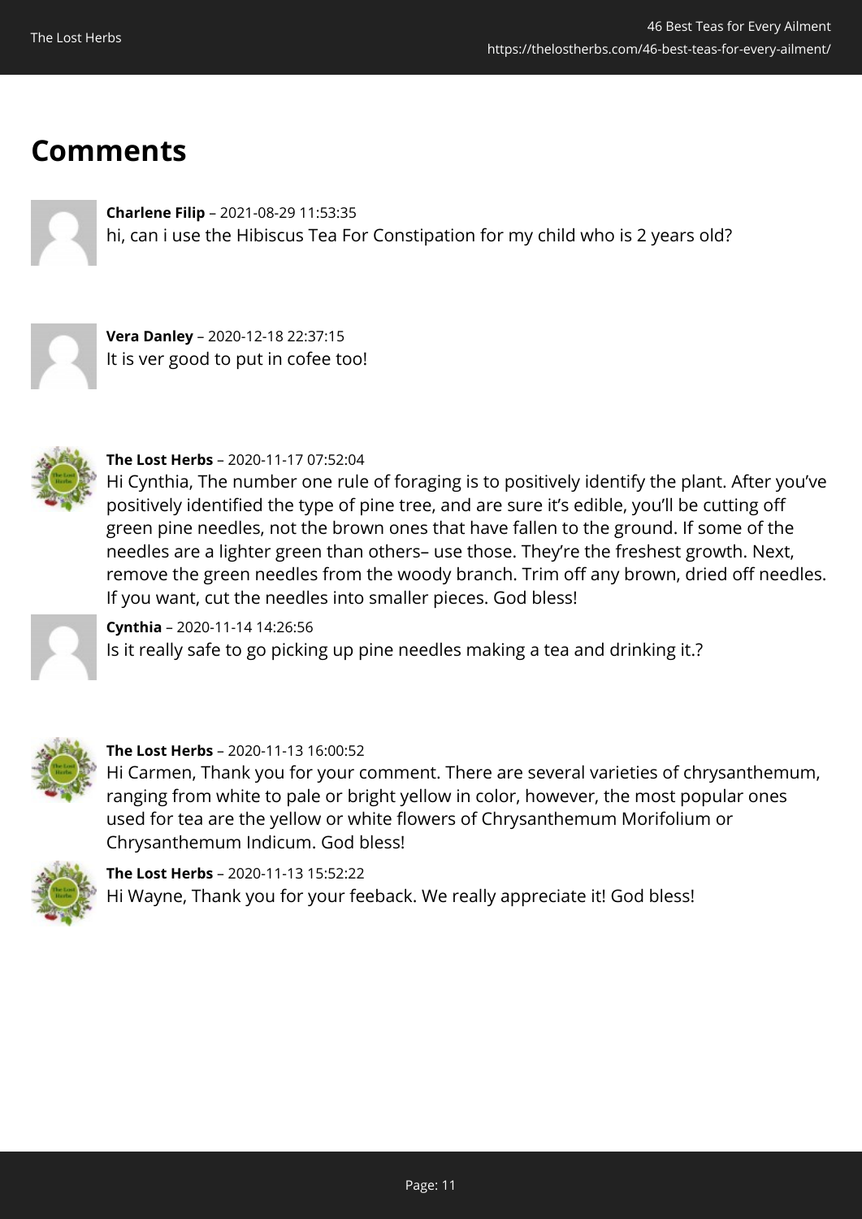## Comments

**Charlene Filip** – 2021-08-29 11:53:35
hi, can i use the Hibiscus Tea For Constipation for my child who is 2 years old?

**Vera Danley** – 2020-12-18 22:37:15
It is ver good to put in cofee too!

**The Lost Herbs** – 2020-11-17 07:52:04
Hi Cynthia, The number one rule of foraging is to positively identify the plant. After you've positively identified the type of pine tree, and are sure it's edible, you'll be cutting off green pine needles, not the brown ones that have fallen to the ground. If some of the needles are a lighter green than others– use those. They're the freshest growth. Next, remove the green needles from the woody branch. Trim off any brown, dried off needles. If you want, cut the needles into smaller pieces. God bless!

**Cynthia** – 2020-11-14 14:26:56
Is it really safe to go picking up pine needles making a tea and drinking it.?

**The Lost Herbs** – 2020-11-13 16:00:52
Hi Carmen, Thank you for your comment. There are several varieties of chrysanthemum, ranging from white to pale or bright yellow in color, however, the most popular ones used for tea are the yellow or white flowers of Chrysanthemum Morifolium or Chrysanthemum Indicum. God bless!

**The Lost Herbs** – 2020-11-13 15:52:22
Hi Wayne, Thank you for your feeback. We really appreciate it! God bless!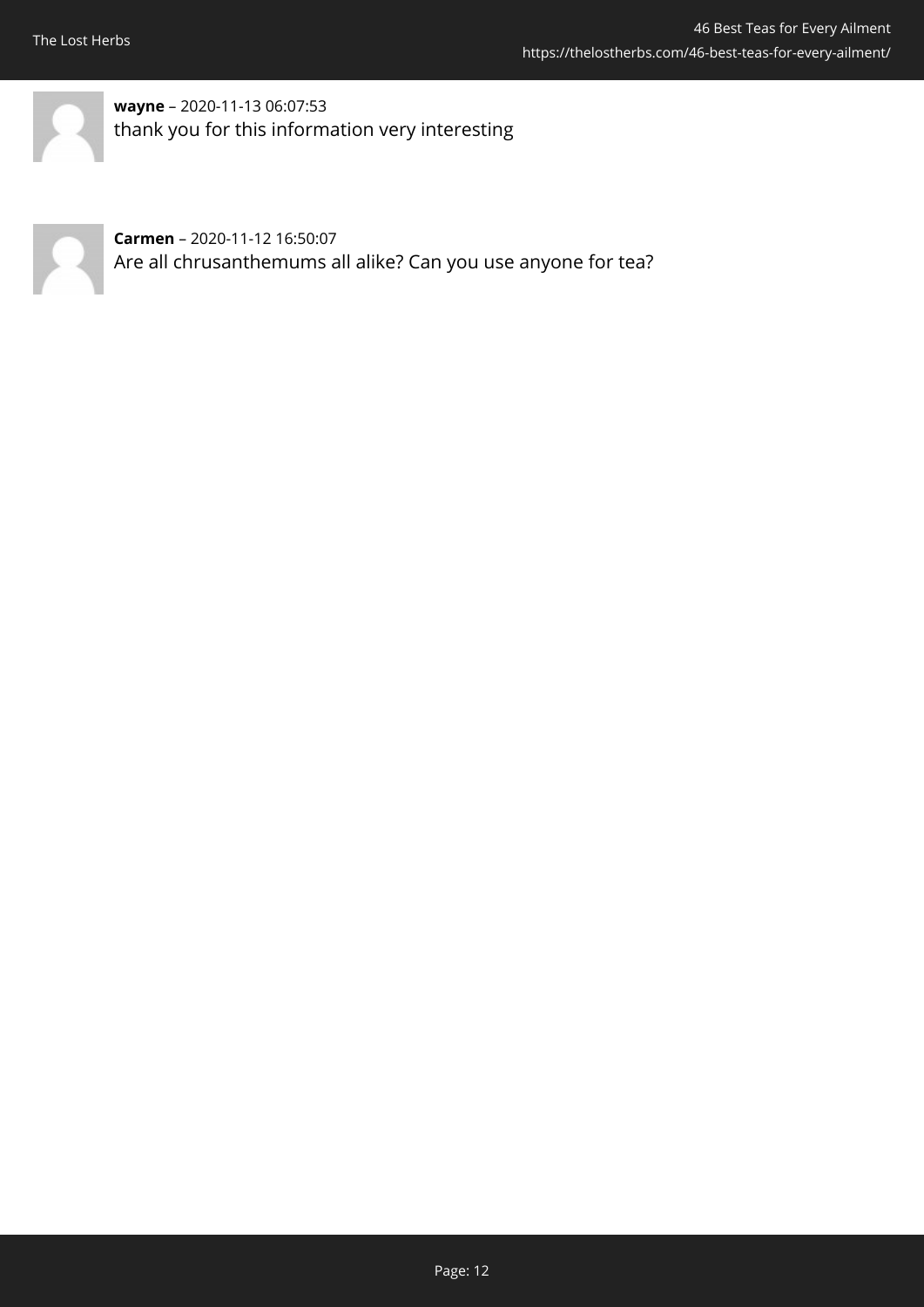**wayne** – 2020-11-13 06:07:53
thank you for this information very interesting

**Carmen** – 2020-11-12 16:50:07
Are all chrusanthemums all alike? Can you use anyone for tea?